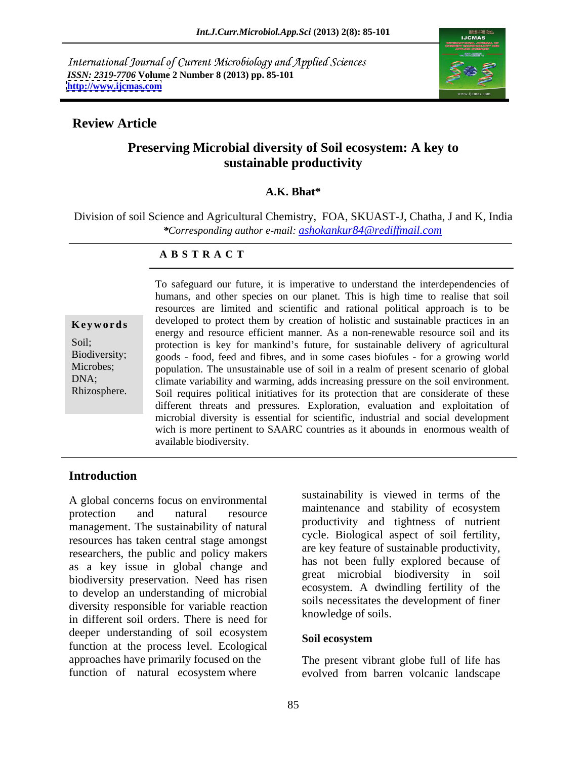International Journal of Current Microbiology and Applied Sciences
*ISSN: 2319-7706* **Volume 2 Number 8 (2013) pp. 85-101**
**http://www.ijcmas.com**

## Review Article

# Preserving Microbial diversity of Soil ecosystem: A key to sustainable productivity

**A.K. Bhat***

Division of soil Science and Agricultural Chemistry, FOA, SKUAST-J, Chatha, J and K, India
***Corresponding author e-mail:** *ashokankur84@rediffmail.com*

**A B S T R A C T**

**Keywords**

Soil;
Biodiversity;
Microbes;
DNA;
Rhizosphere.

To safeguard our future, it is imperative to understand the interdependencies of humans, and other species on our planet. This is high time to realise that soil resources are limited and scientific and rational political approach is to be developed to protect them by creation of holistic and sustainable practices in an energy and resource efficient manner. As a non-renewable resource soil and its protection is key for mankind's future, for sustainable delivery of agricultural goods - food, feed and fibres, and in some cases biofules - for a growing world population. The unsustainable use of soil in a realm of present scenario of global climate variability and warming, adds increasing pressure on the soil environment. Soil requires political initiatives for its protection that are considerate of these different threats and pressures. Exploration, evaluation and exploitation of microbial diversity is essential for scientific, industrial and social development wich is more pertinent to SAARC countries as it abounds in enormous wealth of available biodiversity.

## Introduction

A global concerns focus on environmental protection and natural resource management. The sustainability of natural resources has taken central stage amongst researchers, the public and policy makers as a key issue in global change and biodiversity preservation. Need has risen to develop an understanding of microbial diversity responsible for variable reaction in different soil orders. There is need for deeper understanding of soil ecosystem function at the process level. Ecological approaches have primarily focused on the function of natural ecosystem where sustainability is viewed in terms of the maintenance and stability of ecosystem productivity and tightness of nutrient cycle. Biological aspect of soil fertility, are key feature of sustainable productivity, has not been fully explored because of great microbial biodiversity in soil ecosystem. A dwindling fertility of the soils necessitates the development of finer knowledge of soils.

### Soil ecosystem

The present vibrant globe full of life has evolved from barren volcanic landscape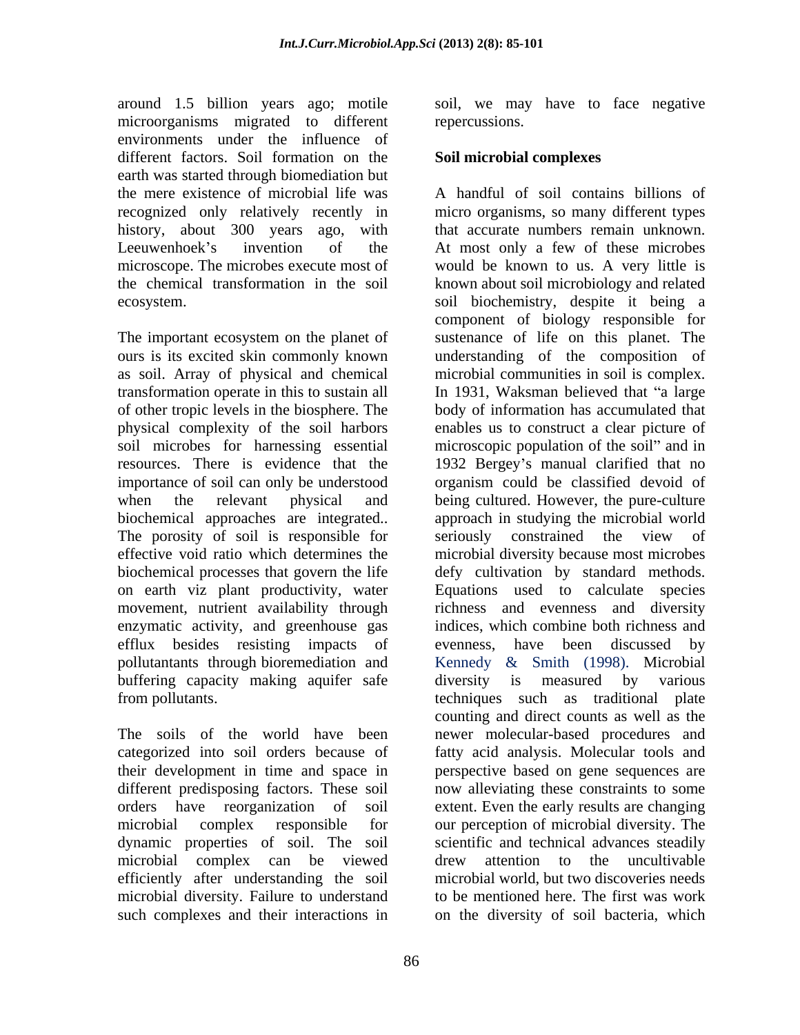around 1.5 billion years ago; motile microorganisms migrated to different environments under the influence of different factors. Soil formation on the earth was started through biomediation but the mere existence of microbial life was recognized only relatively recently in history, about 300 years ago, with Leeuwenhoek's invention of the microscope. The microbes execute most of the chemical transformation in the soil ecosystem.

The important ecosystem on the planet of ours is its excited skin commonly known as soil. Array of physical and chemical transformation operate in this to sustain all of other tropic levels in the biosphere. The physical complexity of the soil harbors soil microbes for harnessing essential resources. There is evidence that the importance of soil can only be understood when the relevant physical and biochemical approaches are integrated.. The porosity of soil is responsible for effective void ratio which determines the biochemical processes that govern the life on earth viz plant productivity, water movement, nutrient availability through enzymatic activity, and greenhouse gas efflux besides resisting impacts of pollutantants through bioremediation and buffering capacity making aquifer safe from pollutants.

The soils of the world have been categorized into soil orders because of their development in time and space in different predisposing factors. These soil orders have reorganization of soil microbial complex responsible for dynamic properties of soil. The soil microbial complex can be viewed efficiently after understanding the soil microbial diversity. Failure to understand such complexes and their interactions in soil, we may have to face negative repercussions.

## Soil microbial complexes

A handful of soil contains billions of micro organisms, so many different types that accurate numbers remain unknown. At most only a few of these microbes would be known to us. A very little is known about soil microbiology and related soil biochemistry, despite it being a component of biology responsible for sustenance of life on this planet. The understanding of the composition of microbial communities in soil is complex. In 1931, Waksman believed that "a large body of information has accumulated that enables us to construct a clear picture of microscopic population of the soil" and in 1932 Bergey's manual clarified that no organism could be classified devoid of being cultured. However, the pure-culture approach in studying the microbial world seriously constrained the view of microbial diversity because most microbes defy cultivation by standard methods. Equations used to calculate species richness and evenness and diversity indices, which combine both richness and evenness, have been discussed by Kennedy & Smith (1998). Microbial diversity is measured by various techniques such as traditional plate counting and direct counts as well as the newer molecular-based procedures and fatty acid analysis. Molecular tools and perspective based on gene sequences are now alleviating these constraints to some extent. Even the early results are changing our perception of microbial diversity. The scientific and technical advances steadily drew attention to the uncultivable microbial world, but two discoveries needs to be mentioned here. The first was work on the diversity of soil bacteria, which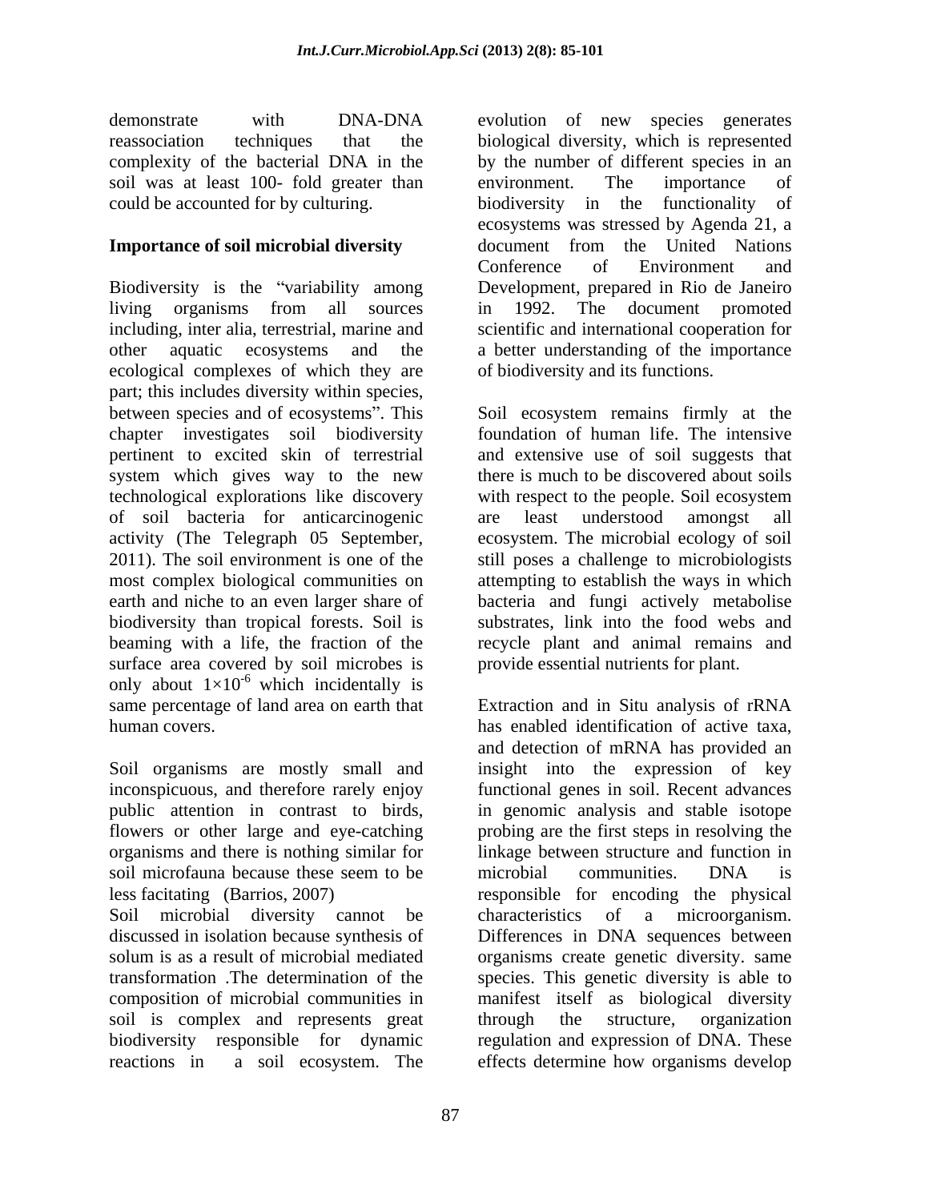demonstrate with DNA-DNA reassociation techniques that the complexity of the bacterial DNA in the soil was at least 100- fold greater than could be accounted for by culturing.

## Importance of soil microbial diversity

Biodiversity is the "variability among living organisms from all sources including, inter alia, terrestrial, marine and other aquatic ecosystems and the ecological complexes of which they are part; this includes diversity within species, between species and of ecosystems". This chapter investigates soil biodiversity pertinent to excited skin of terrestrial system which gives way to the new technological explorations like discovery of soil bacteria for anticarcinogenic activity (The Telegraph 05 September, 2011). The soil environment is one of the most complex biological communities on earth and niche to an even larger share of biodiversity than tropical forests. Soil is beaming with a life, the fraction of the surface area covered by soil microbes is only about $1\times10^{-6}$ which incidentally is same percentage of land area on earth that human covers.

Soil organisms are mostly small and inconspicuous, and therefore rarely enjoy public attention in contrast to birds, flowers or other large and eye-catching organisms and there is nothing similar for soil microfauna because these seem to be less facitating (Barrios, 2007)

Soil microbial diversity cannot be discussed in isolation because synthesis of solum is as a result of microbial mediated transformation .The determination of the composition of microbial communities in soil is complex and represents great biodiversity responsible for dynamic reactions in a soil ecosystem. The evolution of new species generates biological diversity, which is represented by the number of different species in an environment. The importance of biodiversity in the functionality of ecosystems was stressed by Agenda 21, a document from the United Nations Conference of Environment and Development, prepared in Rio de Janeiro in 1992. The document promoted scientific and international cooperation for a better understanding of the importance of biodiversity and its functions.

Soil ecosystem remains firmly at the foundation of human life. The intensive and extensive use of soil suggests that there is much to be discovered about soils with respect to the people. Soil ecosystem are least understood amongst all ecosystem. The microbial ecology of soil still poses a challenge to microbiologists attempting to establish the ways in which bacteria and fungi actively metabolise substrates, link into the food webs and recycle plant and animal remains and provide essential nutrients for plant.

Extraction and in Situ analysis of rRNA has enabled identification of active taxa, and detection of mRNA has provided an insight into the expression of key functional genes in soil. Recent advances in genomic analysis and stable isotope probing are the first steps in resolving the linkage between structure and function in microbial communities. DNA is responsible for encoding the physical characteristics of a microorganism. Differences in DNA sequences between organisms create genetic diversity. same species. This genetic diversity is able to manifest itself as biological diversity through the structure, organization regulation and expression of DNA. These effects determine how organisms develop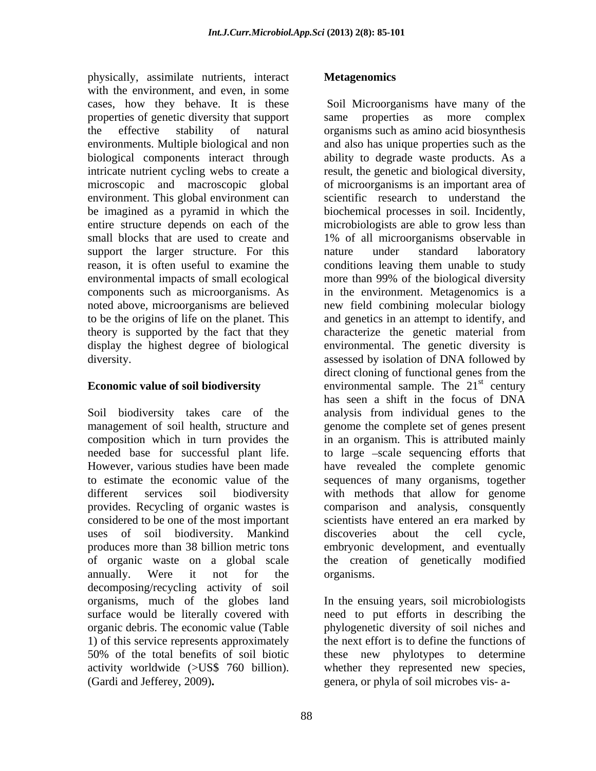physically, assimilate nutrients, interact with the environment, and even, in some cases, how they behave. It is these properties of genetic diversity that support the effective stability of natural environments. Multiple biological and non biological components interact through intricate nutrient cycling webs to create a microscopic and macroscopic global environment. This global environment can be imagined as a pyramid in which the entire structure depends on each of the small blocks that are used to create and support the larger structure. For this reason, it is often useful to examine the environmental impacts of small ecological components such as microorganisms. As noted above, microorganisms are believed to be the origins of life on the planet. This theory is supported by the fact that they display the highest degree of biological diversity.

## Economic value of soil biodiversity

Soil biodiversity takes care of the management of soil health, structure and composition which in turn provides the needed base for successful plant life. However, various studies have been made to estimate the economic value of the different services soil biodiversity provides. Recycling of organic wastes is considered to be one of the most important uses of soil biodiversity. Mankind produces more than 38 billion metric tons of organic waste on a global scale annually. Were it not for the decomposing/recycling activity of soil organisms, much of the globes land surface would be literally covered with organic debris. The economic value (Table 1) of this service represents approximately 50% of the total benefits of soil biotic activity worldwide (>US$ 760 billion). (Gardi and Jefferey, 2009)**.**

## Metagenomics

Soil Microorganisms have many of the same properties as more complex organisms such as amino acid biosynthesis and also has unique properties such as the ability to degrade waste products. As a result, the genetic and biological diversity, of microorganisms is an important area of scientific research to understand the biochemical processes in soil. Incidently, microbiologists are able to grow less than 1% of all microorganisms observable in nature under standard laboratory conditions leaving them unable to study more than 99% of the biological diversity in the environment. Metagenomics is a new field combining molecular biology and genetics in an attempt to identify, and characterize the genetic material from environmental. The genetic diversity is assessed by isolation of DNA followed by direct cloning of functional genes from the environmental sample. The 21st century has seen a shift in the focus of DNA analysis from individual genes to the genome the complete set of genes present in an organism. This is attributed mainly to large –scale sequencing efforts that have revealed the complete genomic sequences of many organisms, together with methods that allow for genome comparison and analysis, consquently scientists have entered an era marked by discoveries about the cell cycle, embryonic development, and eventually the creation of genetically modified organisms.

In the ensuing years, soil microbiologists need to put efforts in describing the phylogenetic diversity of soil niches and the next effort is to define the functions of these new phylotypes to determine whether they represented new species, genera, or phyla of soil microbes vis- a-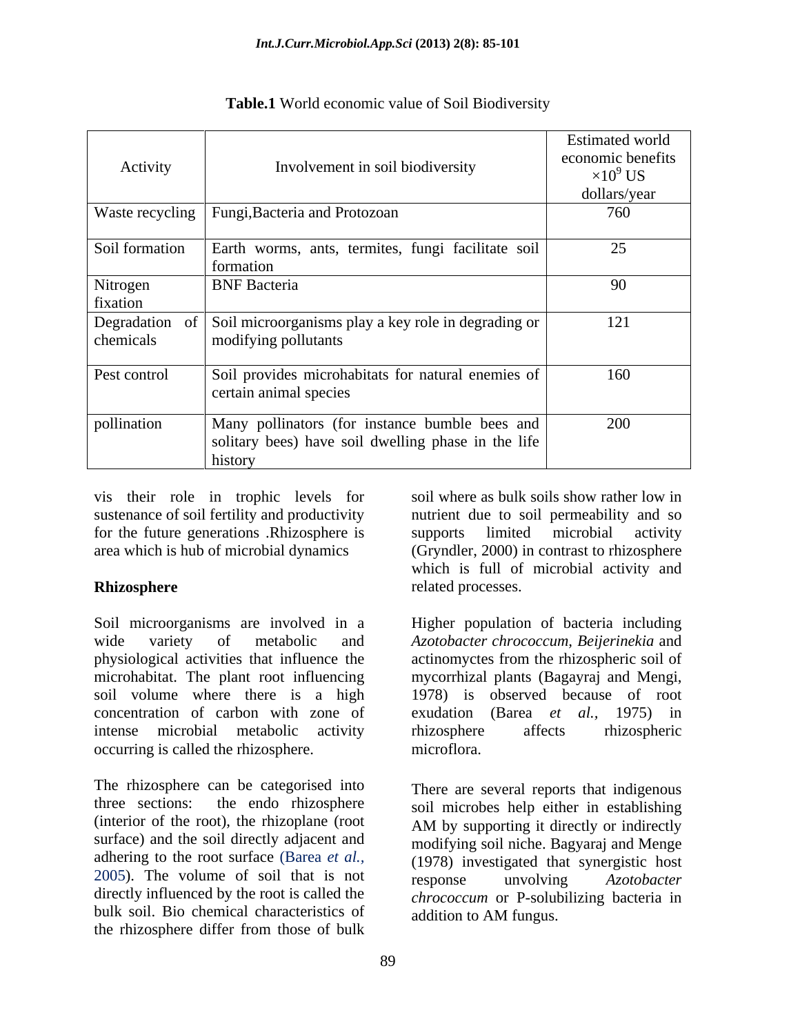**Table.1** World economic value of Soil Biodiversity

| Activity | Involvement in soil biodiversity | Estimated world economic benefits $\times 10^9$ US dollars/year |
|---|---|---|
| Waste recycling | Fungi,Bacteria and Protozoan | 760 |
| Soil formation | Earth worms, ants, termites, fungi facilitate soil formation | 25 |
| Nitrogen fixation | BNF Bacteria | 90 |
| Degradation of chemicals | Soil microorganisms play a key role in degrading or modifying pollutants | 121 |
| Pest control | Soil provides microhabitats for natural enemies of certain animal species | 160 |
| pollination | Many pollinators (for instance bumble bees and solitary bees) have soil dwelling phase in the life history | 200 |

vis their role in trophic levels for sustenance of soil fertility and productivity for the future generations .Rhizosphere is area which is hub of microbial dynamics

## Rhizosphere

Soil microorganisms are involved in a wide variety of metabolic and physiological activities that influence the microhabitat. The plant root influencing soil volume where there is a high concentration of carbon with zone of intense microbial metabolic activity occurring is called the rhizosphere.

The rhizosphere can be categorised into three sections: the endo rhizosphere (interior of the root), the rhizoplane (root surface) and the soil directly adjacent and adhering to the root surface (Barea *et al.,* 2005). The volume of soil that is not directly influenced by the root is called the bulk soil. Bio chemical characteristics of the rhizosphere differ from those of bulk soil where as bulk soils show rather low in nutrient due to soil permeability and so supports limited microbial activity (Gryndler, 2000) in contrast to rhizosphere which is full of microbial activity and related processes.

Higher population of bacteria including *Azotobacter chrococcum, Beijerinekia* and actinomyctes from the rhizospheric soil of mycorrhizal plants (Bagayraj and Mengi, 1978) is observed because of root exudation (Barea *et al.,* 1975) in rhizosphere affects rhizospheric microflora.

There are several reports that indigenous soil microbes help either in establishing AM by supporting it directly or indirectly modifying soil niche. Bagyaraj and Menge (1978) investigated that synergistic host response unvolving *Azotobacter chrococcum* or P-solubilizing bacteria in addition to AM fungus.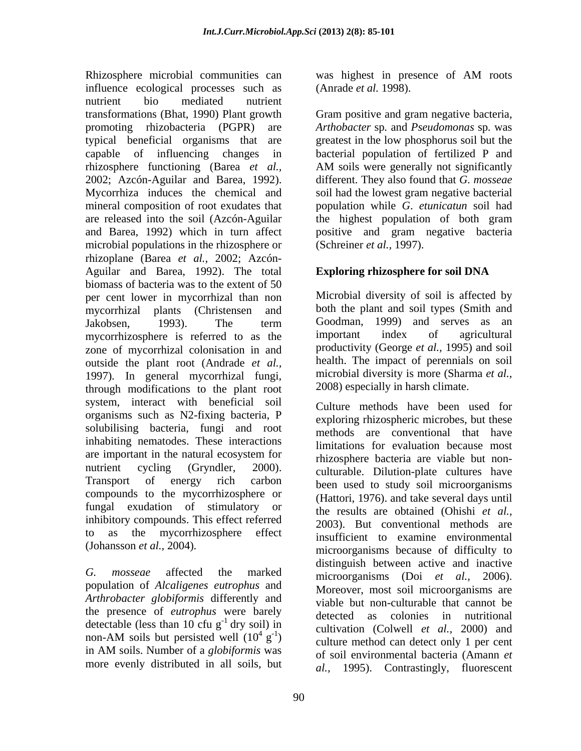Rhizosphere microbial communities can influence ecological processes such as nutrient bio mediated nutrient transformations (Bhat, 1990) Plant growth promoting rhizobacteria (PGPR) are typical beneficial organisms that are capable of influencing changes in rhizosphere functioning (Barea *et al.,* 2002; Azcón-Aguilar and Barea, 1992). Mycorrhiza induces the chemical and mineral composition of root exudates that are released into the soil (Azcón-Aguilar and Barea, 1992) which in turn affect microbial populations in the rhizosphere or rhizoplane (Barea *et al.,* 2002; Azcón-Aguilar and Barea, 1992). The total biomass of bacteria was to the extent of 50 per cent lower in mycorrhizal than non mycorrhizal plants (Christensen and Jakobsen, 1993). The term mycorrhizosphere is referred to as the zone of mycorrhizal colonisation in and outside the plant root (Andrade *et al.,* 1997). In general mycorrhizal fungi, through modifications to the plant root system, interact with beneficial soil organisms such as N2-fixing bacteria, P solubilising bacteria, fungi and root inhabiting nematodes. These interactions are important in the natural ecosystem for nutrient cycling (Gryndler, 2000). Transport of energy rich carbon compounds to the mycorrhizosphere or fungal exudation of stimulatory or inhibitory compounds. This effect referred to as the mycorrhizosphere effect (Johansson *et al.,* 2004).

*G. mosseae* affected the marked population of *Alcaligenes eutrophus* and *Arthrobacter globiformis* differently and the presence of *eutrophus* were barely detectable (less than 10 cfu $g^{-1}$ dry soil) in non-AM soils but persisted well ($10^4$ $g^{-1}$) in AM soils. Number of a *globiformis* was more evenly distributed in all soils, but was highest in presence of AM roots (Anrade *et al.* 1998).

Gram positive and gram negative bacteria, *Arthobacter* sp. and *Pseudomonas* sp. was greatest in the low phosphorus soil but the bacterial population of fertilized P and AM soils were generally not significantly different. They also found that *G. mosseae* soil had the lowest gram negative bacterial population while *G. etunicatun* soil had the highest population of both gram positive and gram negative bacteria (Schreiner *et al.,* 1997).

## Exploring rhizosphere for soil DNA

Microbial diversity of soil is affected by both the plant and soil types (Smith and Goodman, 1999) and serves as an important index of agricultural productivity (George *et al.,* 1995) and soil health. The impact of perennials on soil microbial diversity is more (Sharma *et al.,* 2008) especially in harsh climate.

Culture methods have been used for exploring rhizospheric microbes, but these methods are conventional that have limitations for evaluation because most rhizosphere bacteria are viable but non-culturable. Dilution-plate cultures have been used to study soil microorganisms (Hattori, 1976). and take several days until the results are obtained (Ohishi *et al.,* 2003). But conventional methods are insufficient to examine environmental microorganisms because of difficulty to distinguish between active and inactive microorganisms (Doi *et al.,* 2006). Moreover, most soil microorganisms are viable but non-culturable that cannot be detected as colonies in nutritional cultivation (Colwell *et al.,* 2000) and culture method can detect only 1 per cent of soil environmental bacteria (Amann *et al.,* 1995). Contrastingly, fluorescent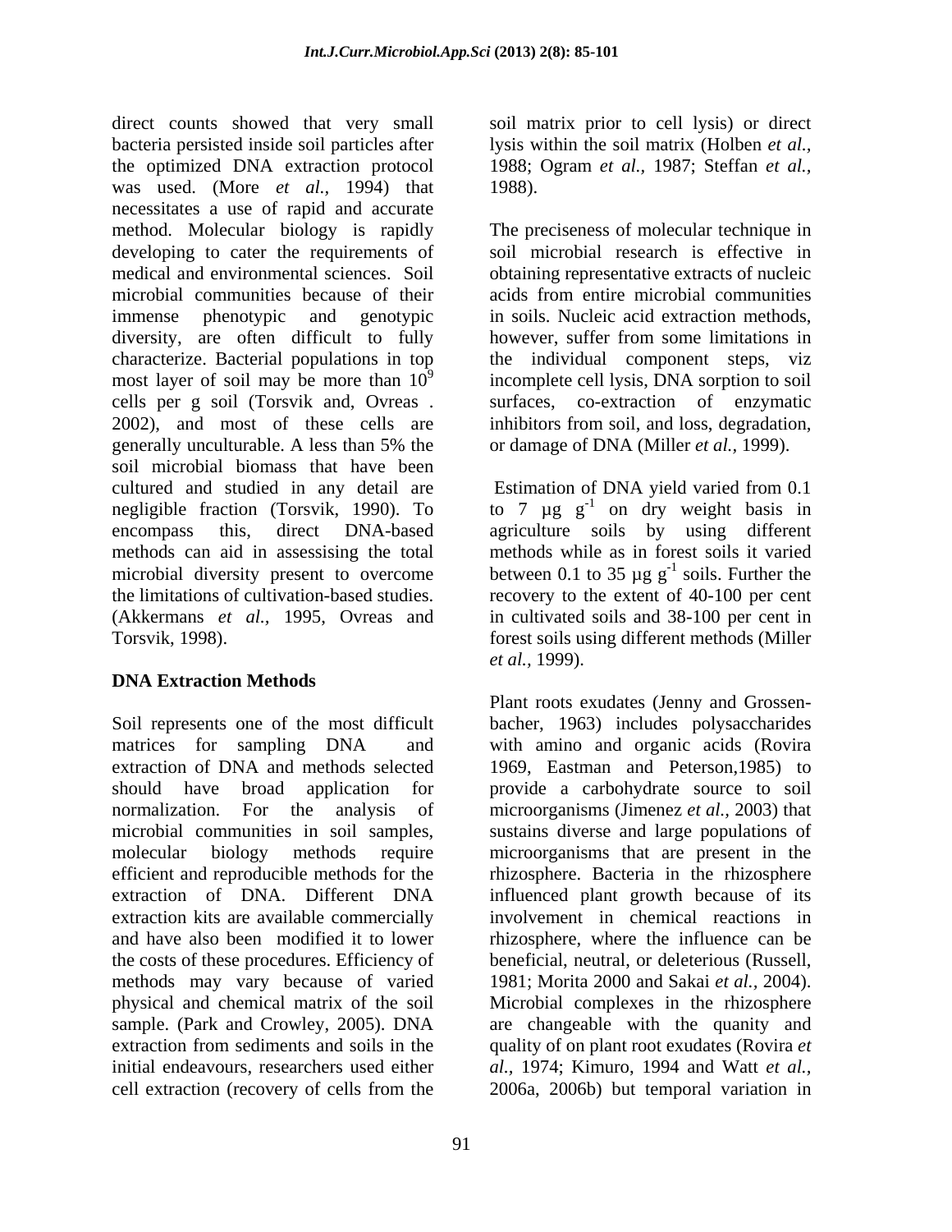direct counts showed that very small bacteria persisted inside soil particles after the optimized DNA extraction protocol was used. (More *et al.*, 1994) that necessitates a use of rapid and accurate method. Molecular biology is rapidly developing to cater the requirements of medical and environmental sciences. Soil microbial communities because of their immense phenotypic and genotypic diversity, are often difficult to fully characterize. Bacterial populations in top most layer of soil may be more than $10^9$ cells per g soil (Torsvik and, Ovreas . 2002), and most of these cells are generally unculturable. A less than 5% the soil microbial biomass that have been cultured and studied in any detail are negligible fraction (Torsvik, 1990). To encompass this, direct DNA-based methods can aid in assessising the total microbial diversity present to overcome the limitations of cultivation-based studies. (Akkermans *et al.*, 1995, Ovreas and Torsvik, 1998).

## DNA Extraction Methods

Soil represents one of the most difficult matrices for sampling DNA and extraction of DNA and methods selected should have broad application for normalization. For the analysis of microbial communities in soil samples, molecular biology methods require efficient and reproducible methods for the extraction of DNA. Different DNA extraction kits are available commercially and have also been modified it to lower the costs of these procedures. Efficiency of methods may vary because of varied physical and chemical matrix of the soil sample. (Park and Crowley, 2005). DNA extraction from sediments and soils in the initial endeavours, researchers used either cell extraction (recovery of cells from the soil matrix prior to cell lysis) or direct lysis within the soil matrix (Holben *et al.*, 1988; Ogram *et al.*, 1987; Steffan *et al.*, 1988).

The preciseness of molecular technique in soil microbial research is effective in obtaining representative extracts of nucleic acids from entire microbial communities in soils. Nucleic acid extraction methods, however, suffer from some limitations in the individual component steps, viz incomplete cell lysis, DNA sorption to soil surfaces, co-extraction of enzymatic inhibitors from soil, and loss, degradation, or damage of DNA (Miller *et al.*, 1999).

Estimation of DNA yield varied from 0.1 to 7 µg $g^{-1}$ on dry weight basis in agriculture soils by using different methods while as in forest soils it varied between 0.1 to 35 µg $g^{-1}$ soils. Further the recovery to the extent of 40-100 per cent in cultivated soils and 38-100 per cent in forest soils using different methods (Miller *et al.*, 1999).

Plant roots exudates (Jenny and Grossen-bacher, 1963) includes polysaccharides with amino and organic acids (Rovira 1969, Eastman and Peterson,1985) to provide a carbohydrate source to soil microorganisms (Jimenez *et al.*, 2003) that sustains diverse and large populations of microorganisms that are present in the rhizosphere. Bacteria in the rhizosphere influenced plant growth because of its involvement in chemical reactions in rhizosphere, where the influence can be beneficial, neutral, or deleterious (Russell, 1981; Morita 2000 and Sakai *et al.*, 2004). Microbial complexes in the rhizosphere are changeable with the quanity and quality of on plant root exudates (Rovira *et al.*, 1974; Kimuro, 1994 and Watt *et al.*, 2006a, 2006b) but temporal variation in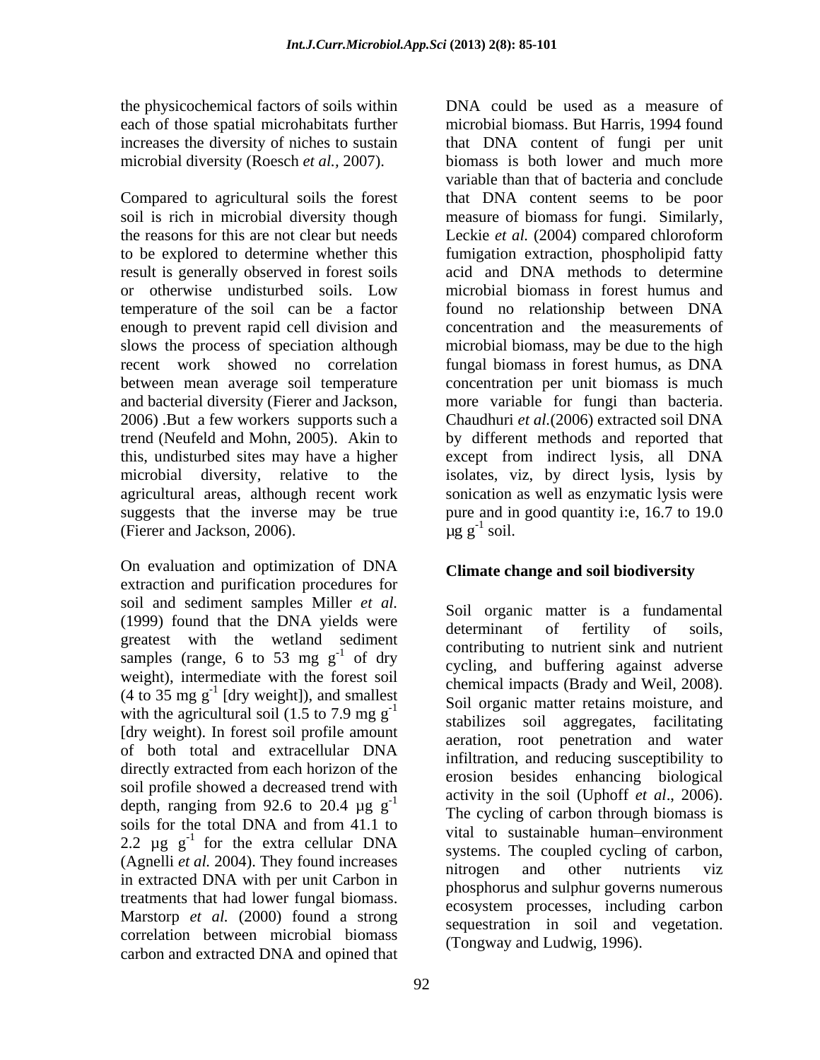the physicochemical factors of soils within each of those spatial microhabitats further increases the diversity of niches to sustain microbial diversity (Roesch *et al.,* 2007).

Compared to agricultural soils the forest soil is rich in microbial diversity though the reasons for this are not clear but needs to be explored to determine whether this result is generally observed in forest soils or otherwise undisturbed soils. Low temperature of the soil can be a factor enough to prevent rapid cell division and slows the process of speciation although recent work showed no correlation between mean average soil temperature and bacterial diversity (Fierer and Jackson, 2006) .But a few workers supports such a trend (Neufeld and Mohn, 2005). Akin to this, undisturbed sites may have a higher microbial diversity, relative to the agricultural areas, although recent work suggests that the inverse may be true (Fierer and Jackson, 2006).

On evaluation and optimization of DNA extraction and purification procedures for soil and sediment samples Miller *et al.* (1999) found that the DNA yields were greatest with the wetland sediment samples (range, 6 to 53 mg $g^{-1}$ of dry weight), intermediate with the forest soil (4 to 35 mg $g^{-1}$ [dry weight]), and smallest with the agricultural soil (1.5 to 7.9 mg $g^{-1}$ [dry weight). In forest soil profile amount of both total and extracellular DNA directly extracted from each horizon of the soil profile showed a decreased trend with depth, ranging from 92.6 to 20.4 µg $g^{-1}$ soils for the total DNA and from 41.1 to 2.2 µg $g^{-1}$ for the extra cellular DNA (Agnelli *et al.* 2004). They found increases in extracted DNA with per unit Carbon in treatments that had lower fungal biomass. Marstorp *et al.* (2000) found a strong correlation between microbial biomass carbon and extracted DNA and opined that DNA could be used as a measure of microbial biomass. But Harris, 1994 found that DNA content of fungi per unit biomass is both lower and much more variable than that of bacteria and conclude that DNA content seems to be poor measure of biomass for fungi. Similarly, Leckie *et al.* (2004) compared chloroform fumigation extraction, phospholipid fatty acid and DNA methods to determine microbial biomass in forest humus and found no relationship between DNA concentration and the measurements of microbial biomass, may be due to the high fungal biomass in forest humus, as DNA concentration per unit biomass is much more variable for fungi than bacteria. Chaudhuri *et al.*(2006) extracted soil DNA by different methods and reported that except from indirect lysis, all DNA isolates, viz, by direct lysis, lysis by sonication as well as enzymatic lysis were pure and in good quantity i:e, 16.7 to 19.0 µg $g^{-1}$ soil.

## Climate change and soil biodiversity

Soil organic matter is a fundamental determinant of fertility of soils, contributing to nutrient sink and nutrient cycling, and buffering against adverse chemical impacts (Brady and Weil, 2008). Soil organic matter retains moisture, and stabilizes soil aggregates, facilitating aeration, root penetration and water infiltration, and reducing susceptibility to erosion besides enhancing biological activity in the soil (Uphoff *et al*., 2006). The cycling of carbon through biomass is vital to sustainable human–environment systems. The coupled cycling of carbon, nitrogen and other nutrients viz phosphorus and sulphur governs numerous ecosystem processes, including carbon sequestration in soil and vegetation. (Tongway and Ludwig, 1996).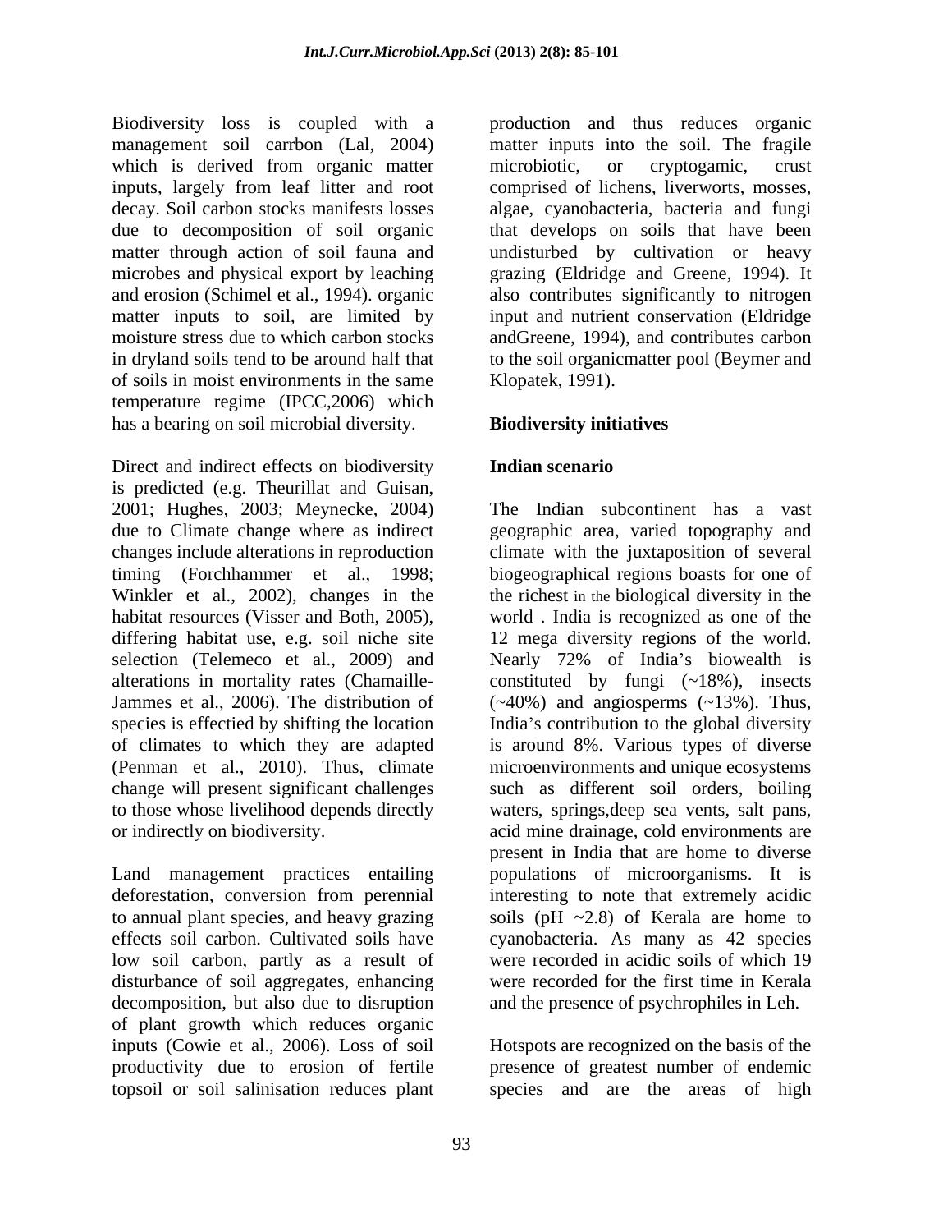Biodiversity loss is coupled with a management soil carrbon (Lal, 2004) which is derived from organic matter inputs, largely from leaf litter and root decay. Soil carbon stocks manifests losses due to decomposition of soil organic matter through action of soil fauna and microbes and physical export by leaching and erosion (Schimel et al., 1994). organic matter inputs to soil, are limited by moisture stress due to which carbon stocks in dryland soils tend to be around half that of soils in moist environments in the same temperature regime (IPCC,2006) which has a bearing on soil microbial diversity.

Direct and indirect effects on biodiversity is predicted (e.g. Theurillat and Guisan, 2001; Hughes, 2003; Meynecke, 2004) due to Climate change where as indirect changes include alterations in reproduction timing (Forchhammer et al., 1998; Winkler et al., 2002), changes in the habitat resources (Visser and Both, 2005), differing habitat use, e.g. soil niche site selection (Telemeco et al., 2009) and alterations in mortality rates (Chamaille-Jammes et al., 2006). The distribution of species is effectied by shifting the location of climates to which they are adapted (Penman et al., 2010). Thus, climate change will present significant challenges to those whose livelihood depends directly or indirectly on biodiversity.

Land management practices entailing deforestation, conversion from perennial to annual plant species, and heavy grazing effects soil carbon. Cultivated soils have low soil carbon, partly as a result of disturbance of soil aggregates, enhancing decomposition, but also due to disruption of plant growth which reduces organic inputs (Cowie et al., 2006). Loss of soil productivity due to erosion of fertile topsoil or soil salinisation reduces plant production and thus reduces organic matter inputs into the soil. The fragile microbiotic, or cryptogamic, crust comprised of lichens, liverworts, mosses, algae, cyanobacteria, bacteria and fungi that develops on soils that have been undisturbed by cultivation or heavy grazing (Eldridge and Greene, 1994). It also contributes significantly to nitrogen input and nutrient conservation (Eldridge andGreene, 1994), and contributes carbon to the soil organicmatter pool (Beymer and Klopatek, 1991).

## Biodiversity initiatives

### Indian scenario

The Indian subcontinent has a vast geographic area, varied topography and climate with the juxtaposition of several biogeographical regions boasts for one of the richest in the biological diversity in the world . India is recognized as one of the 12 mega diversity regions of the world. Nearly 72% of India's biowealth is constituted by fungi (~18%), insects (~40%) and angiosperms (~13%). Thus, India's contribution to the global diversity is around 8%. Various types of diverse microenvironments and unique ecosystems such as different soil orders, boiling waters, springs,deep sea vents, salt pans, acid mine drainage, cold environments are present in India that are home to diverse populations of microorganisms. It is interesting to note that extremely acidic soils (pH ~2.8) of Kerala are home to cyanobacteria. As many as 42 species were recorded in acidic soils of which 19 were recorded for the first time in Kerala and the presence of psychrophiles in Leh.

Hotspots are recognized on the basis of the presence of greatest number of endemic species and are the areas of high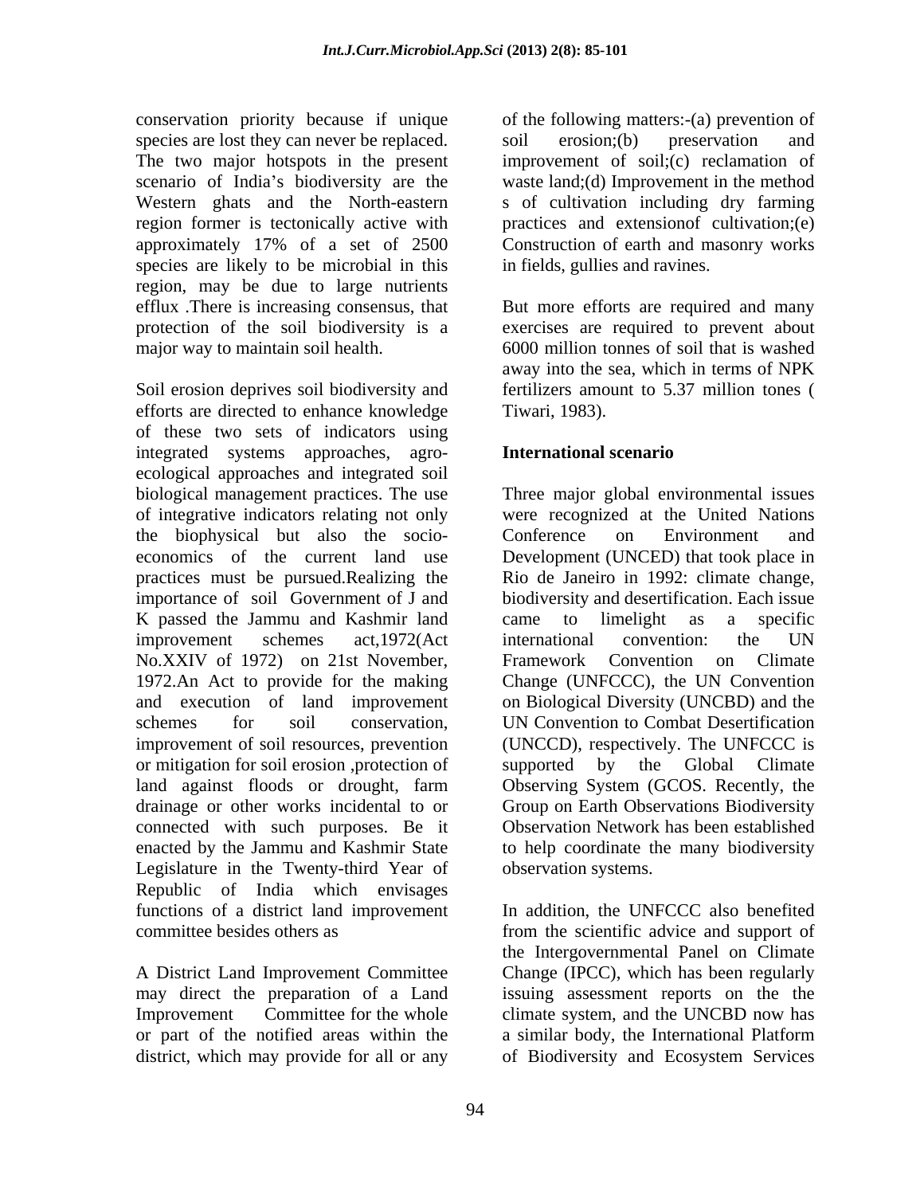conservation priority because if unique species are lost they can never be replaced. The two major hotspots in the present scenario of India's biodiversity are the Western ghats and the North-eastern region former is tectonically active with approximately 17% of a set of 2500 species are likely to be microbial in this region, may be due to large nutrients efflux .There is increasing consensus, that protection of the soil biodiversity is a major way to maintain soil health.

Soil erosion deprives soil biodiversity and efforts are directed to enhance knowledge of these two sets of indicators using integrated systems approaches, agro-ecological approaches and integrated soil biological management practices. The use of integrative indicators relating not only the biophysical but also the socio-economics of the current land use practices must be pursued.Realizing the importance of soil Government of J and K passed the Jammu and Kashmir land improvement schemes act,1972(Act No.XXIV of 1972) on 21st November, 1972.An Act to provide for the making and execution of land improvement schemes for soil conservation, improvement of soil resources, prevention or mitigation for soil erosion ,protection of land against floods or drought, farm drainage or other works incidental to or connected with such purposes. Be it enacted by the Jammu and Kashmir State Legislature in the Twenty-third Year of Republic of India which envisages functions of a district land improvement committee besides others as

A District Land Improvement Committee may direct the preparation of a Land Improvement Committee for the whole or part of the notified areas within the district, which may provide for all or any of the following matters:-(a) prevention of soil erosion;(b) preservation and improvement of soil;(c) reclamation of waste land;(d) Improvement in the method s of cultivation including dry farming practices and extensionof cultivation;(e) Construction of earth and masonry works in fields, gullies and ravines.

But more efforts are required and many exercises are required to prevent about 6000 million tonnes of soil that is washed away into the sea, which in terms of NPK fertilizers amount to 5.37 million tones ( Tiwari, 1983).

## International scenario

Three major global environmental issues were recognized at the United Nations Conference on Environment and Development (UNCED) that took place in Rio de Janeiro in 1992: climate change, biodiversity and desertification. Each issue came to limelight as a specific international convention: the UN Framework Convention on Climate Change (UNFCCC), the UN Convention on Biological Diversity (UNCBD) and the UN Convention to Combat Desertification (UNCCD), respectively. The UNFCCC is supported by the Global Climate Observing System (GCOS. Recently, the Group on Earth Observations Biodiversity Observation Network has been established to help coordinate the many biodiversity observation systems.

In addition, the UNFCCC also benefited from the scientific advice and support of the Intergovernmental Panel on Climate Change (IPCC), which has been regularly issuing assessment reports on the the climate system, and the UNCBD now has a similar body, the International Platform of Biodiversity and Ecosystem Services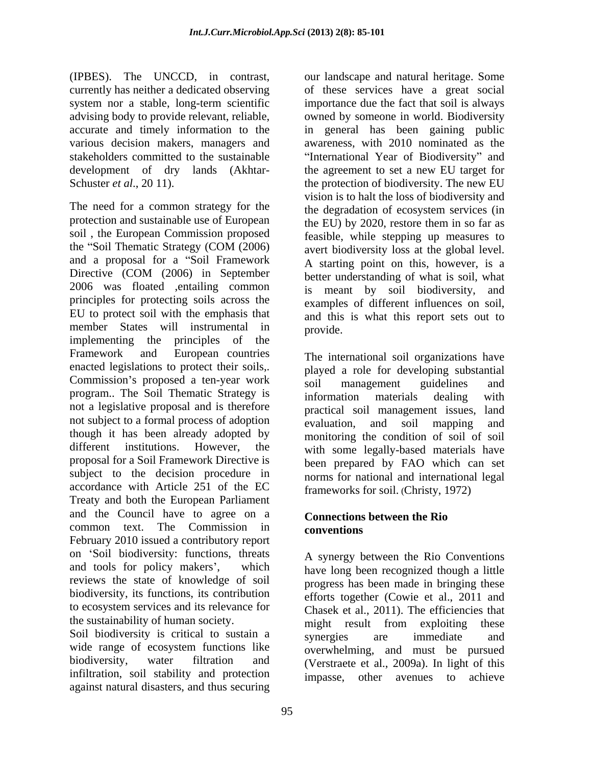(IPBES). The UNCCD, in contrast, currently has neither a dedicated observing system nor a stable, long-term scientific advising body to provide relevant, reliable, accurate and timely information to the various decision makers, managers and stakeholders committed to the sustainable development of dry lands (Akhtar-Schuster *et al*., 20 11).

The need for a common strategy for the protection and sustainable use of European soil , the European Commission proposed the "Soil Thematic Strategy (COM (2006) and a proposal for a "Soil Framework Directive (COM (2006) in September 2006 was floated ,entailing common principles for protecting soils across the EU to protect soil with the emphasis that member States will instrumental in implementing the principles of the Framework and European countries enacted legislations to protect their soils,. Commission's proposed a ten-year work program.. The Soil Thematic Strategy is not a legislative proposal and is therefore not subject to a formal process of adoption though it has been already adopted by different institutions. However, the proposal for a Soil Framework Directive is subject to the decision procedure in accordance with Article 251 of the EC Treaty and both the European Parliament and the Council have to agree on a common text. The Commission in February 2010 issued a contributory report on 'Soil biodiversity: functions, threats and tools for policy makers', which reviews the state of knowledge of soil biodiversity, its functions, its contribution to ecosystem services and its relevance for the sustainability of human society.

Soil biodiversity is critical to sustain a wide range of ecosystem functions like biodiversity, water filtration and infiltration, soil stability and protection against natural disasters, and thus securing our landscape and natural heritage. Some of these services have a great social importance due the fact that soil is always owned by someone in world. Biodiversity in general has been gaining public awareness, with 2010 nominated as the "International Year of Biodiversity" and the agreement to set a new EU target for the protection of biodiversity. The new EU vision is to halt the loss of biodiversity and the degradation of ecosystem services (in the EU) by 2020, restore them in so far as feasible, while stepping up measures to avert biodiversity loss at the global level. A starting point on this, however, is a better understanding of what is soil, what is meant by soil biodiversity, and examples of different influences on soil, and this is what this report sets out to provide.

The international soil organizations have played a role for developing substantial soil management guidelines and information materials dealing with practical soil management issues, land evaluation, and soil mapping and monitoring the condition of soil of soil with some legally-based materials have been prepared by FAO which can set norms for national and international legal frameworks for soil. (Christy, 1972)

**Connections between the Rio conventions**

A synergy between the Rio Conventions have long been recognized though a little progress has been made in bringing these efforts together (Cowie et al., 2011 and Chasek et al., 2011). The efficiencies that might result from exploiting these synergies are immediate and overwhelming, and must be pursued (Verstraete et al., 2009a). In light of this impasse, other avenues to achieve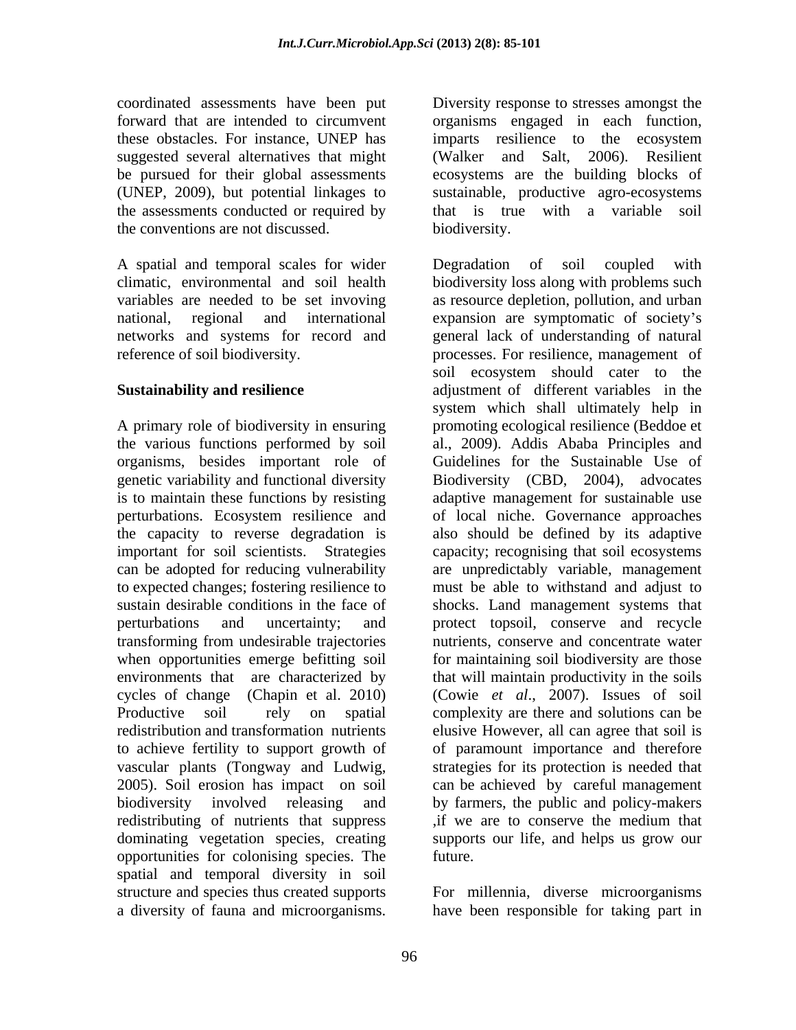coordinated assessments have been put forward that are intended to circumvent these obstacles. For instance, UNEP has suggested several alternatives that might be pursued for their global assessments (UNEP, 2009), but potential linkages to the assessments conducted or required by the conventions are not discussed.

A spatial and temporal scales for wider climatic, environmental and soil health variables are needed to be set invoving national, regional and international networks and systems for record and reference of soil biodiversity.

**Sustainability and resilience**

A primary role of biodiversity in ensuring the various functions performed by soil organisms, besides important role of genetic variability and functional diversity is to maintain these functions by resisting perturbations. Ecosystem resilience and the capacity to reverse degradation is important for soil scientists. Strategies can be adopted for reducing vulnerability to expected changes; fostering resilience to sustain desirable conditions in the face of perturbations and uncertainty; and transforming from undesirable trajectories when opportunities emerge befitting soil environments that are characterized by cycles of change (Chapin et al. 2010) Productive soil rely on spatial redistribution and transformation nutrients to achieve fertility to support growth of vascular plants (Tongway and Ludwig, 2005). Soil erosion has impact on soil biodiversity involved releasing and redistributing of nutrients that suppress dominating vegetation species, creating opportunities for colonising species. The spatial and temporal diversity in soil structure and species thus created supports a diversity of fauna and microorganisms. Diversity response to stresses amongst the organisms engaged in each function, imparts resilience to the ecosystem (Walker and Salt, 2006). Resilient ecosystems are the building blocks of sustainable, productive agro-ecosystems that is true with a variable soil biodiversity.

Degradation of soil coupled with biodiversity loss along with problems such as resource depletion, pollution, and urban expansion are symptomatic of society's general lack of understanding of natural processes. For resilience, management of soil ecosystem should cater to the adjustment of different variables in the system which shall ultimately help in promoting ecological resilience (Beddoe et al., 2009). Addis Ababa Principles and Guidelines for the Sustainable Use of Biodiversity (CBD, 2004), advocates adaptive management for sustainable use of local niche. Governance approaches also should be defined by its adaptive capacity; recognising that soil ecosystems are unpredictably variable, management must be able to withstand and adjust to shocks. Land management systems that protect topsoil, conserve and recycle nutrients, conserve and concentrate water for maintaining soil biodiversity are those that will maintain productivity in the soils (Cowie *et al*., 2007). Issues of soil complexity are there and solutions can be elusive However, all can agree that soil is of paramount importance and therefore strategies for its protection is needed that can be achieved by careful management by farmers, the public and policy-makers ,if we are to conserve the medium that supports our life, and helps us grow our future.

For millennia, diverse microorganisms have been responsible for taking part in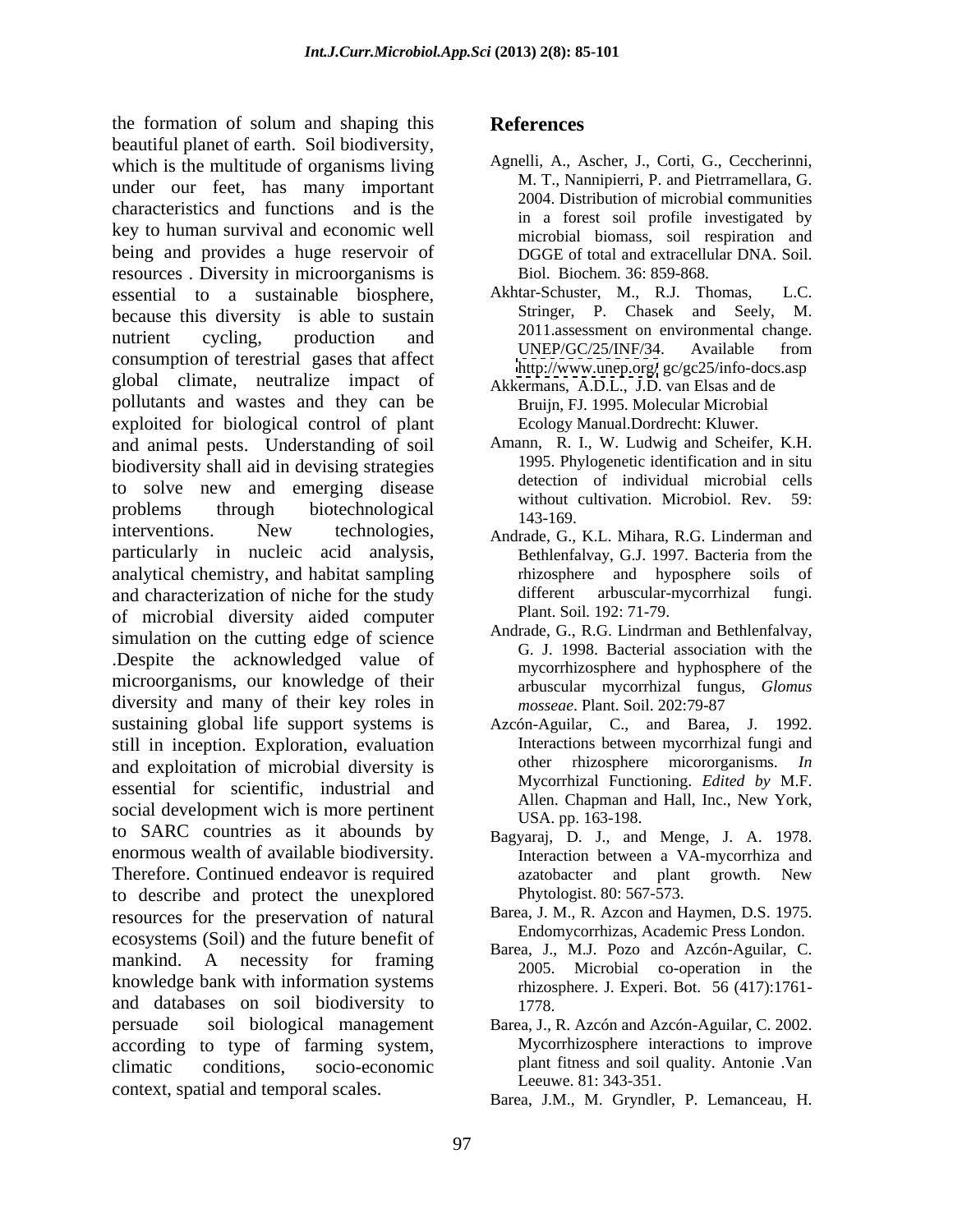the formation of solum and shaping this beautiful planet of earth. Soil biodiversity, which is the multitude of organisms living under our feet, has many important characteristics and functions and is the key to human survival and economic well being and provides a huge reservoir of resources . Diversity in microorganisms is essential to a sustainable biosphere, because this diversity is able to sustain nutrient cycling, production and consumption of terestrial gases that affect global climate, neutralize impact of pollutants and wastes and they can be exploited for biological control of plant and animal pests. Understanding of soil biodiversity shall aid in devising strategies to solve new and emerging disease problems through biotechnological interventions. New technologies, particularly in nucleic acid analysis, analytical chemistry, and habitat sampling and characterization of niche for the study of microbial diversity aided computer simulation on the cutting edge of science .Despite the acknowledged value of microorganisms, our knowledge of their diversity and many of their key roles in sustaining global life support systems is still in inception. Exploration, evaluation and exploitation of microbial diversity is essential for scientific, industrial and social development wich is more pertinent to SARC countries as it abounds by enormous wealth of available biodiversity. Therefore. Continued endeavor is required to describe and protect the unexplored resources for the preservation of natural ecosystems (Soil) and the future benefit of mankind. A necessity for framing knowledge bank with information systems and databases on soil biodiversity to persuade soil biological management according to type of farming system, climatic conditions, socio-economic context, spatial and temporal scales.

## References

Agnelli, A., Ascher, J., Corti, G., Ceccherinni, M. T., Nannipierri, P. and Pietrramellara, G. 2004. Distribution of microbial **c**ommunities in a forest soil profile investigated by microbial biomass, soil respiration and DGGE of total and extracellular DNA. Soil. Biol. Biochem. 36: 859-868.

Akhtar-Schuster, M., R.J. Thomas, L.C. Stringer, P. Chasek and Seely, M. 2011.assessment on environmental change. UNEP/GC/25/INF/34. Available from http://www.unep.org/ gc/gc25/info-docs.asp

Akkermans, A.D.L., J.D. van Elsas and de Bruijn, FJ. 1995. Molecular Microbial Ecology Manual.Dordrecht: Kluwer.

Amann, R. I., W. Ludwig and Scheifer, K.H. 1995. Phylogenetic identification and in situ detection of individual microbial cells without cultivation. Microbiol. Rev. 59: 143-169.

Andrade, G., K.L. Mihara, R.G. Linderman and Bethlenfalvay, G.J. 1997. Bacteria from the rhizosphere and hyposphere soils of different arbuscular-mycorrhizal fungi. Plant. Soil. 192: 71-79.

Andrade, G., R.G. Lindrman and Bethlenfalvay, G. J. 1998. Bacterial association with the mycorrhizosphere and hyphosphere of the arbuscular mycorrhizal fungus, *Glomus mosseae*. Plant. Soil. 202:79-87

Azcón-Aguilar, C., and Barea, J. 1992. Interactions between mycorrhizal fungi and other rhizosphere micororganisms. *In* Mycorrhizal Functioning. *Edited by* M.F. Allen. Chapman and Hall, Inc., New York, USA. pp. 163-198.

Bagyaraj, D. J., and Menge, J. A. 1978. Interaction between a VA-mycorrhiza and azatobacter and plant growth. New Phytologist. 80: 567-573.

Barea, J. M., R. Azcon and Haymen, D.S. 1975. Endomycorrhizas, Academic Press London.

Barea, J., M.J. Pozo and Azcón-Aguilar, C. 2005. Microbial co-operation in the rhizosphere. J. Experi. Bot. 56 (417):1761-1778.

Barea, J., R. Azcón and Azcón-Aguilar, C. 2002. Mycorrhizosphere interactions to improve plant fitness and soil quality. Antonie .Van Leeuwe. 81: 343-351.

Barea, J.M., M. Gryndler, P. Lemanceau, H.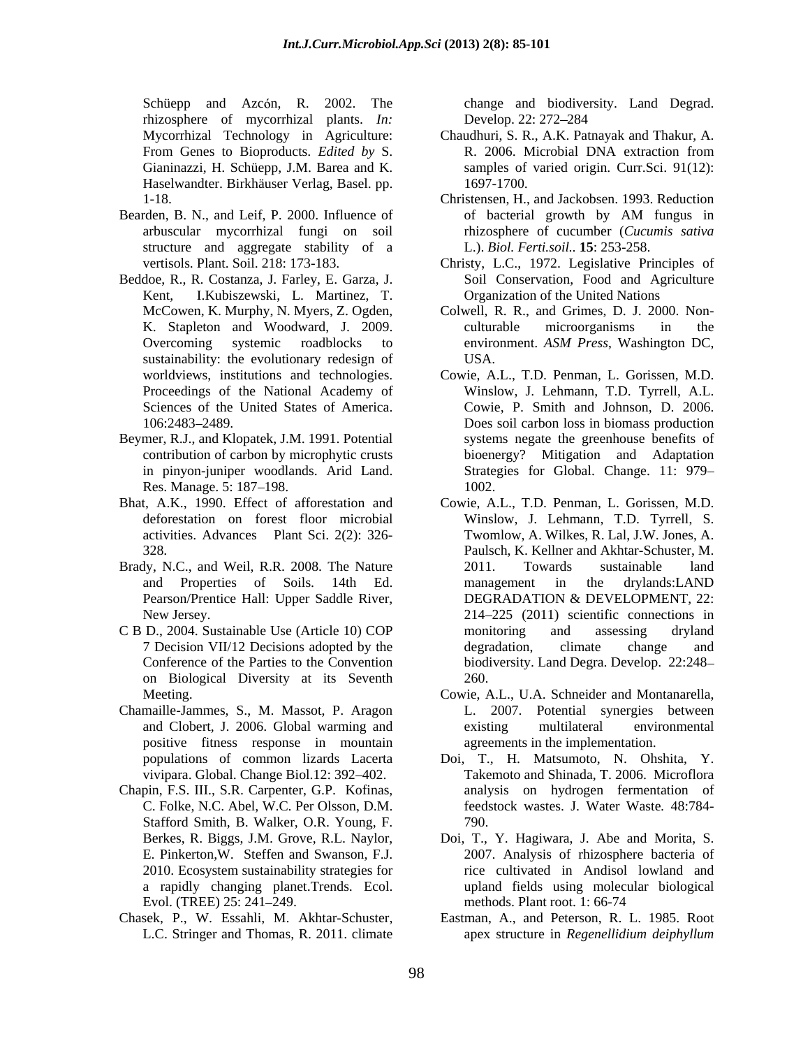Schüepp and Azcón, R. 2002. The rhizosphere of mycorrhizal plants. *In:* Mycorrhizal Technology in Agriculture: From Genes to Bioproducts. *Edited by* S. Gianinazzi, H. Schüepp, J.M. Barea and K. Haselwandter. Birkhäuser Verlag, Basel. pp. 1-18.

Bearden, B. N., and Leif, P. 2000. Influence of arbuscular mycorrhizal fungi on soil structure and aggregate stability of a vertisols. Plant. Soil. 218: 173-183.

Beddoe, R., R. Costanza, J. Farley, E. Garza, J. Kent, I.Kubiszewski, L. Martinez, T. McCowen, K. Murphy, N. Myers, Z. Ogden, K. Stapleton and Woodward, J. 2009. Overcoming systemic roadblocks to sustainability: the evolutionary redesign of worldviews, institutions and technologies. Proceedings of the National Academy of Sciences of the United States of America. 106:2483–2489.

Beymer, R.J., and Klopatek, J.M. 1991. Potential contribution of carbon by microphytic crusts in pinyon-juniper woodlands. Arid Land. Res. Manage. 5: 187–198.

Bhat, A.K., 1990. Effect of afforestation and deforestation on forest floor microbial activities. Advances Plant Sci. 2(2): 326-328.

Brady, N.C., and Weil, R.R. 2008. The Nature and Properties of Soils. 14th Ed. Pearson/Prentice Hall: Upper Saddle River, New Jersey.

C B D., 2004. Sustainable Use (Article 10) COP 7 Decision VII/12 Decisions adopted by the Conference of the Parties to the Convention on Biological Diversity at its Seventh Meeting.

Chamaille-Jammes, S., M. Massot, P. Aragon and Clobert, J. 2006. Global warming and positive fitness response in mountain populations of common lizards Lacerta vivipara. Global. Change Biol.12: 392–402.

Chapin, F.S. III., S.R. Carpenter, G.P. Kofinas, C. Folke, N.C. Abel, W.C. Per Olsson, D.M. Stafford Smith, B. Walker, O.R. Young, F. Berkes, R. Biggs, J.M. Grove, R.L. Naylor, E. Pinkerton,W. Steffen and Swanson, F.J. 2010. Ecosystem sustainability strategies for a rapidly changing planet.Trends. Ecol. Evol. (TREE) 25: 241–249.

Chasek, P., W. Essahli, M. Akhtar-Schuster, L.C. Stringer and Thomas, R. 2011. climate change and biodiversity. Land Degrad. Develop. 22: 272–284

Chaudhuri, S. R., A.K. Patnayak and Thakur, A. R. 2006. Microbial DNA extraction from samples of varied origin. Curr.Sci. 91(12): 1697-1700.

Christensen, H., and Jackobsen. 1993. Reduction of bacterial growth by AM fungus in rhizosphere of cucumber (*Cucumis sativa* L.). *Biol. Ferti.soil.*. **15**: 253-258.

Christy, L.C., 1972. Legislative Principles of Soil Conservation, Food and Agriculture Organization of the United Nations

Colwell, R. R., and Grimes, D. J. 2000. Non-culturable microorganisms in the environment. *ASM Press*, Washington DC, USA.

Cowie, A.L., T.D. Penman, L. Gorissen, M.D. Winslow, J. Lehmann, T.D. Tyrrell, A.L. Cowie, P. Smith and Johnson, D. 2006. Does soil carbon loss in biomass production systems negate the greenhouse benefits of bioenergy? Mitigation and Adaptation Strategies for Global. Change. 11: 979–1002.

Cowie, A.L., T.D. Penman, L. Gorissen, M.D. Winslow, J. Lehmann, T.D. Tyrrell, S. Twomlow, A. Wilkes, R. Lal, J.W. Jones, A. Paulsch, K. Kellner and Akhtar-Schuster, M. 2011. Towards sustainable land management in the drylands:LAND DEGRADATION & DEVELOPMENT, 22: 214–225 (2011) scientific connections in monitoring and assessing dryland degradation, climate change and biodiversity. Land Degra. Develop. 22:248–260.

Cowie, A.L., U.A. Schneider and Montanarella, L. 2007. Potential synergies between existing multilateral environmental agreements in the implementation.

Doi, T., H. Matsumoto, N. Ohshita, Y. Takemoto and Shinada, T. 2006. Microflora analysis on hydrogen fermentation of feedstock wastes. J. Water Waste. 48:784-790.

Doi, T., Y. Hagiwara, J. Abe and Morita, S. 2007. Analysis of rhizosphere bacteria of rice cultivated in Andisol lowland and upland fields using molecular biological methods. Plant root. 1: 66-74

Eastman, A., and Peterson, R. L. 1985. Root apex structure in *Regenellidium deiphyllum*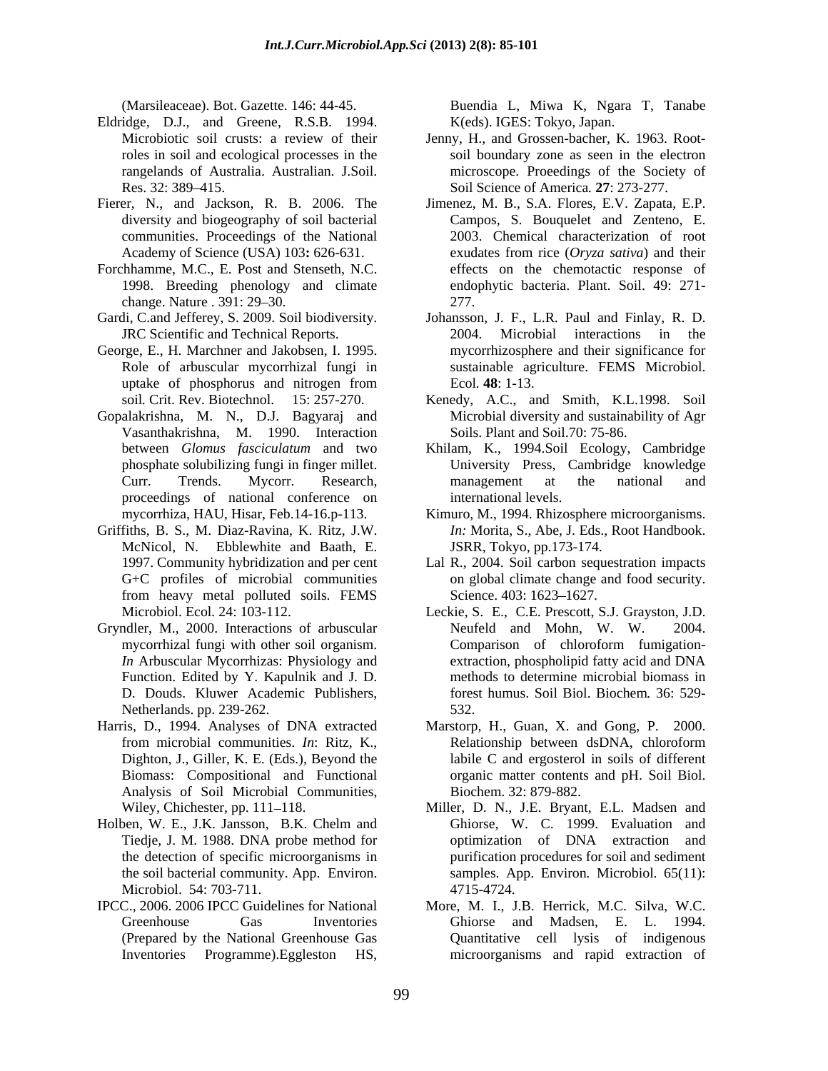(Marsileaceae). Bot. Gazette. 146: 44-45.

Eldridge, D.J., and Greene, R.S.B. 1994. Microbiotic soil crusts: a review of their roles in soil and ecological processes in the rangelands of Australia. Australian. J.Soil. Res. 32: 389–415.

Fierer, N., and Jackson, R. B. 2006. The diversity and biogeography of soil bacterial communities. Proceedings of the National Academy of Science (USA) 103**:** 626-631.

Forchhamme, M.C., E. Post and Stenseth, N.C. 1998. Breeding phenology and climate change. Nature . 391: 29–30.

Gardi, C.and Jefferey, S. 2009. Soil biodiversity. JRC Scientific and Technical Reports.

George, E., H. Marchner and Jakobsen, I. 1995. Role of arbuscular mycorrhizal fungi in uptake of phosphorus and nitrogen from soil. Crit. Rev. Biotechnol. 15: 257-270.

Gopalakrishna, M. N., D.J. Bagyaraj and Vasanthakrishna, M. 1990. Interaction between *Glomus fasciculatum* and two phosphate solubilizing fungi in finger millet. Curr. Trends. Mycorr. Research, proceedings of national conference on mycorrhiza, HAU, Hisar, Feb.14-16.p-113.

Griffiths, B. S., M. Diaz-Ravina, K. Ritz, J.W. McNicol, N. Ebblewhite and Baath, E. 1997. Community hybridization and per cent G+C profiles of microbial communities from heavy metal polluted soils. FEMS Microbiol. Ecol. 24: 103-112.

Gryndler, M., 2000. Interactions of arbuscular mycorrhizal fungi with other soil organism. *In* Arbuscular Mycorrhizas: Physiology and Function. Edited by Y. Kapulnik and J. D. D. Douds. Kluwer Academic Publishers, Netherlands. pp. 239-262.

Harris, D., 1994. Analyses of DNA extracted from microbial communities. *In*: Ritz, K., Dighton, J., Giller, K. E. (Eds.), Beyond the Biomass: Compositional and Functional Analysis of Soil Microbial Communities, Wiley, Chichester, pp. 111–118.

Holben, W. E., J.K. Jansson, B.K. Chelm and Tiedje, J. M. 1988. DNA probe method for the detection of specific microorganisms in the soil bacterial community. App. Environ. Microbiol. 54: 703-711.

IPCC., 2006. 2006 IPCC Guidelines for National Greenhouse Gas Inventories (Prepared by the National Greenhouse Gas Inventories Programme).Eggleston HS, Buendia L, Miwa K, Ngara T, Tanabe K(eds). IGES: Tokyo, Japan.

Jenny, H., and Grossen-bacher, K. 1963. Root-soil boundary zone as seen in the electron microscope. Proeedings of the Society of Soil Science of America*.* **27**: 273-277.

Jimenez, M. B., S.A. Flores, E.V. Zapata, E.P. Campos, S. Bouquelet and Zenteno, E. 2003. Chemical characterization of root exudates from rice (*Oryza sativa*) and their effects on the chemotactic response of endophytic bacteria. Plant. Soil. 49: 271-277.

Johansson, J. F., L.R. Paul and Finlay, R. D. 2004. Microbial interactions in the mycorrhizosphere and their significance for sustainable agriculture. FEMS Microbiol. Ecol*.* **48**: 1-13.

Kenedy, A.C., and Smith, K.L.1998. Soil Microbial diversity and sustainability of Agr Soils. Plant and Soil.70: 75-86.

Khilam, K., 1994.Soil Ecology, Cambridge University Press, Cambridge knowledge management at the national and international levels.

Kimuro, M., 1994. Rhizosphere microorganisms. *In:* Morita, S., Abe, J. Eds., Root Handbook. JSRR, Tokyo, pp.173-174.

Lal R., 2004. Soil carbon sequestration impacts on global climate change and food security. Science. 403: 1623–1627.

Leckie, S. E., C.E. Prescott, S.J. Grayston, J.D. Neufeld and Mohn, W. W. 2004. Comparison of chloroform fumigation-extraction, phospholipid fatty acid and DNA methods to determine microbial biomass in forest humus. Soil Biol. Biochem*.* 36: 529-532.

Marstorp, H., Guan, X. and Gong, P. 2000. Relationship between dsDNA, chloroform labile C and ergosterol in soils of different organic matter contents and pH. Soil Biol. Biochem. 32: 879-882.

Miller, D. N., J.E. Bryant, E.L. Madsen and Ghiorse, W. C. 1999. Evaluation and optimization of DNA extraction and purification procedures for soil and sediment samples. App. Environ*.* Microbiol*.* 65(11): 4715-4724.

More, M. I., J.B. Herrick, M.C. Silva, W.C. Ghiorse and Madsen, E. L. 1994. Quantitative cell lysis of indigenous microorganisms and rapid extraction of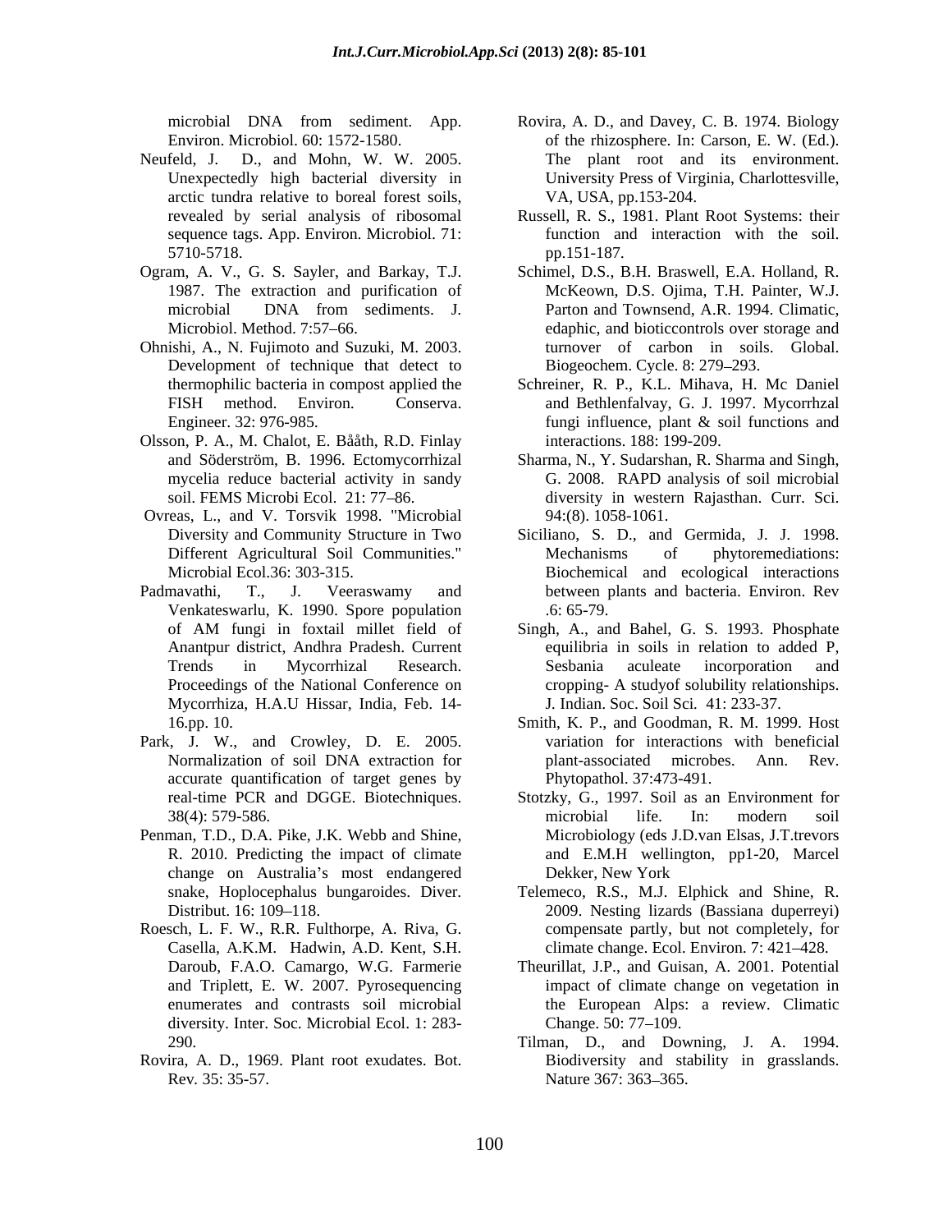microbial DNA from sediment. App. Environ. Microbiol. 60: 1572-1580.

Neufeld, J. D., and Mohn, W. W. 2005. Unexpectedly high bacterial diversity in arctic tundra relative to boreal forest soils, revealed by serial analysis of ribosomal sequence tags. App. Environ. Microbiol. 71: 5710-5718.

Ogram, A. V., G. S. Sayler, and Barkay, T.J. 1987. The extraction and purification of microbial DNA from sediments. J. Microbiol. Method. 7:57–66.

Ohnishi, A., N. Fujimoto and Suzuki, M. 2003. Development of technique that detect to thermophilic bacteria in compost applied the FISH method. Environ. Conserva. Engineer. 32: 976-985.

Olsson, P. A., M. Chalot, E. Bååth, R.D. Finlay and Söderström, B. 1996. Ectomycorrhizal mycelia reduce bacterial activity in sandy soil. FEMS Microbi Ecol. 21: 77–86.

Ovreas, L., and V. Torsvik 1998. "Microbial Diversity and Community Structure in Two Different Agricultural Soil Communities." Microbial Ecol.36: 303-315.

Padmavathi, T., J. Veeraswamy and Venkateswarlu, K. 1990. Spore population of AM fungi in foxtail millet field of Anantpur district, Andhra Pradesh. Current Trends in Mycorrhizal Research. Proceedings of the National Conference on Mycorrhiza, H.A.U Hissar, India, Feb. 14-16.pp. 10.

Park, J. W., and Crowley, D. E. 2005. Normalization of soil DNA extraction for accurate quantification of target genes by real-time PCR and DGGE. Biotechniques. 38(4): 579-586.

Penman, T.D., D.A. Pike, J.K. Webb and Shine, R. 2010. Predicting the impact of climate change on Australia's most endangered snake, Hoplocephalus bungaroides. Diver. Distribut. 16: 109–118.

Roesch, L. F. W., R.R. Fulthorpe, A. Riva, G. Casella, A.K.M. Hadwin, A.D. Kent, S.H. Daroub, F.A.O. Camargo, W.G. Farmerie and Triplett, E. W. 2007. Pyrosequencing enumerates and contrasts soil microbial diversity. Inter. Soc. Microbial Ecol. 1: 283-290.

Rovira, A. D., 1969. Plant root exudates. Bot. Rev. 35: 35-57.

Rovira, A. D., and Davey, C. B. 1974. Biology of the rhizosphere. In: Carson, E. W. (Ed.). The plant root and its environment. University Press of Virginia, Charlottesville, VA, USA, pp.153-204.

Russell, R. S., 1981. Plant Root Systems: their function and interaction with the soil. pp.151-187.

Schimel, D.S., B.H. Braswell, E.A. Holland, R. McKeown, D.S. Ojima, T.H. Painter, W.J. Parton and Townsend, A.R. 1994. Climatic, edaphic, and bioticcontrols over storage and turnover of carbon in soils. Global. Biogeochem. Cycle. 8: 279–293.

Schreiner, R. P., K.L. Mihava, H. Mc Daniel and Bethlenfalvay, G. J. 1997. Mycorrhzal fungi influence, plant & soil functions and interactions. 188: 199-209.

Sharma, N., Y. Sudarshan, R. Sharma and Singh, G. 2008. RAPD analysis of soil microbial diversity in western Rajasthan. Curr. Sci. 94:(8). 1058-1061.

Siciliano, S. D., and Germida, J. J. 1998. Mechanisms of phytoremediations: Biochemical and ecological interactions between plants and bacteria. Environ. Rev .6: 65-79.

Singh, A., and Bahel, G. S. 1993. Phosphate equilibria in soils in relation to added P, Sesbania aculeate incorporation and cropping- A studyof solubility relationships. J. Indian. Soc. Soil Sci. 41: 233-37.

Smith, K. P., and Goodman, R. M. 1999. Host variation for interactions with beneficial plant-associated microbes. Ann. Rev. Phytopathol. 37:473-491.

Stotzky, G., 1997. Soil as an Environment for microbial life. In: modern soil Microbiology (eds J.D.van Elsas, J.T.trevors and E.M.H wellington, pp1-20, Marcel Dekker, New York

Telemeco, R.S., M.J. Elphick and Shine, R. 2009. Nesting lizards (Bassiana duperreyi) compensate partly, but not completely, for climate change. Ecol. Environ. 7: 421–428.

Theurillat, J.P., and Guisan, A. 2001. Potential impact of climate change on vegetation in the European Alps: a review. Climatic Change. 50: 77–109.

Tilman, D., and Downing, J. A. 1994. Biodiversity and stability in grasslands. Nature 367: 363–365.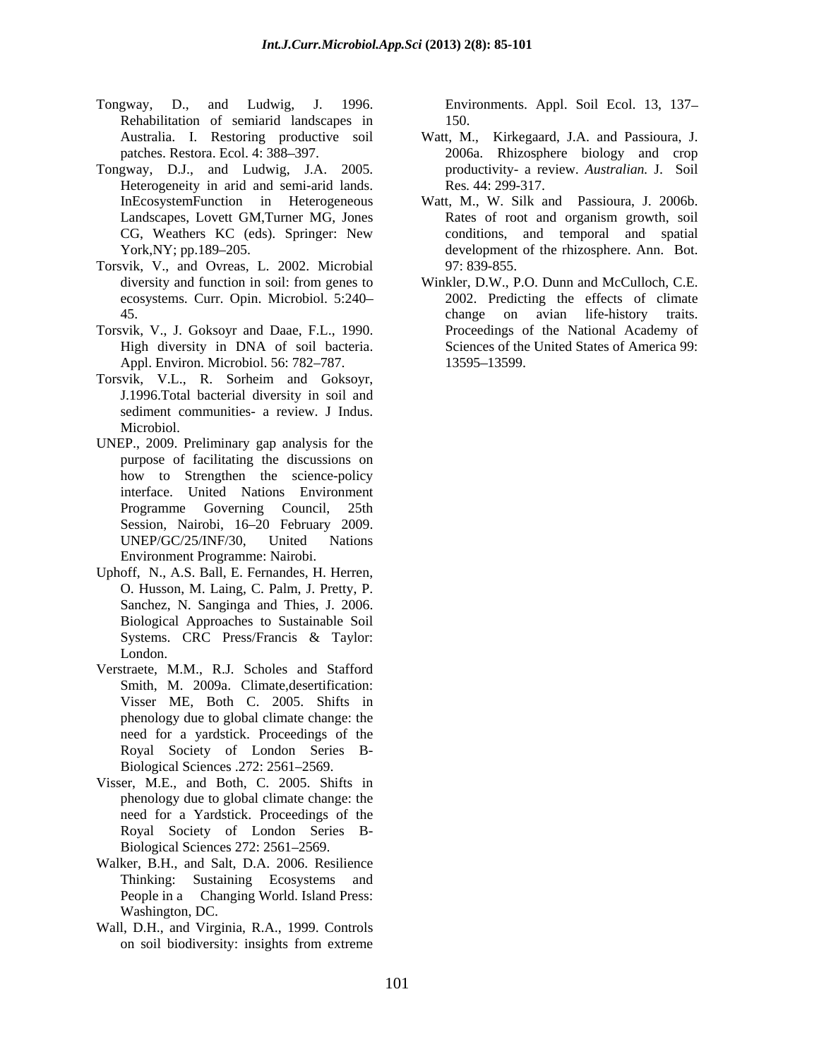Tongway, D., and Ludwig, J. 1996. Rehabilitation of semiarid landscapes in Australia. I. Restoring productive soil patches. Restora. Ecol. 4: 388–397.

Tongway, D.J., and Ludwig, J.A. 2005. Heterogeneity in arid and semi-arid lands. InEcosystemFunction in Heterogeneous Landscapes, Lovett GM,Turner MG, Jones CG, Weathers KC (eds). Springer: New York,NY; pp.189–205.

Torsvik, V., and Ovreas, L. 2002. Microbial diversity and function in soil: from genes to ecosystems. Curr. Opin. Microbiol. 5:240–45.

Torsvik, V., J. Goksoyr and Daae, F.L., 1990. High diversity in DNA of soil bacteria. Appl. Environ. Microbiol. 56: 782–787.

Torsvik, V.L., R. Sorheim and Goksoyr, J.1996.Total bacterial diversity in soil and sediment communities- a review. J Indus. Microbiol.

UNEP., 2009. Preliminary gap analysis for the purpose of facilitating the discussions on how to Strengthen the science-policy interface. United Nations Environment Programme Governing Council, 25th Session, Nairobi, 16–20 February 2009. UNEP/GC/25/INF/30, United Nations Environment Programme: Nairobi.

Uphoff, N., A.S. Ball, E. Fernandes, H. Herren, O. Husson, M. Laing, C. Palm, J. Pretty, P. Sanchez, N. Sanginga and Thies, J. 2006. Biological Approaches to Sustainable Soil Systems. CRC Press/Francis & Taylor: London.

Verstraete, M.M., R.J. Scholes and Stafford Smith, M. 2009a. Climate,desertification: Visser ME, Both C. 2005. Shifts in phenology due to global climate change: the need for a yardstick. Proceedings of the Royal Society of London Series B-Biological Sciences .272: 2561–2569.

Visser, M.E., and Both, C. 2005. Shifts in phenology due to global climate change: the need for a Yardstick. Proceedings of the Royal Society of London Series B-Biological Sciences 272: 2561–2569.

Walker, B.H., and Salt, D.A. 2006. Resilience Thinking: Sustaining Ecosystems and People in a Changing World. Island Press: Washington, DC.

Wall, D.H., and Virginia, R.A., 1999. Controls on soil biodiversity: insights from extreme Environments. Appl. Soil Ecol. 13, 137–150.

Watt, M., Kirkegaard, J.A. and Passioura, J. 2006a. Rhizosphere biology and crop productivity- a review. *Australian.* J. Soil Res. 44: 299-317.

Watt, M., W. Silk and Passioura, J. 2006b. Rates of root and organism growth, soil conditions, and temporal and spatial development of the rhizosphere. Ann. Bot. 97: 839-855.

Winkler, D.W., P.O. Dunn and McCulloch, C.E. 2002. Predicting the effects of climate change on avian life-history traits. Proceedings of the National Academy of Sciences of the United States of America 99: 13595–13599.